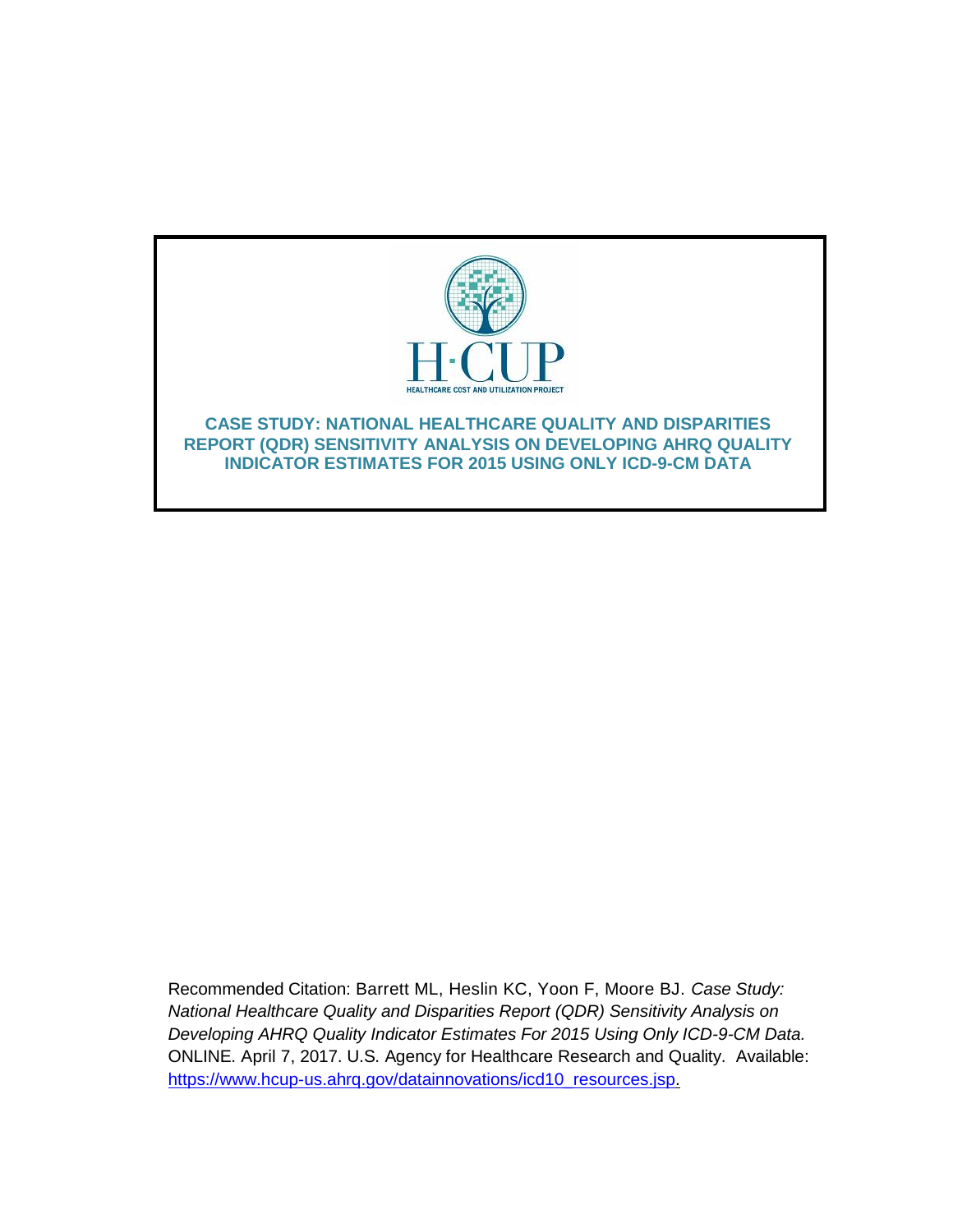H·CUP

HEALTHCARE COST AND UTILIZATION PROJECT

# CASE STUDY: NATIONAL HEALTHCARE QUALITY AND DISPARITIES REPORT (QDR) SENSITIVITY ANALYSIS ON DEVELOPING AHRQ QUALITY INDICATOR ESTIMATES FOR 2015 USING ONLY ICD-9-CM DATA

Recommended Citation: Barrett ML, Heslin KC, Yoon F, Moore BJ. *Case Study: National Healthcare Quality and Disparities Report (QDR) Sensitivity Analysis on Developing AHRQ Quality Indicator Estimates For 2015 Using Only ICD-9-CM Data.* ONLINE. April 7, 2017. U.S. Agency for Healthcare Research and Quality. Available: [https://www.hcup-us.ahrq.gov/datainnovations/icd10_resources.jsp](https://www.hcup-us.ahrq.gov/datainnovations/icd10_resources.jsp).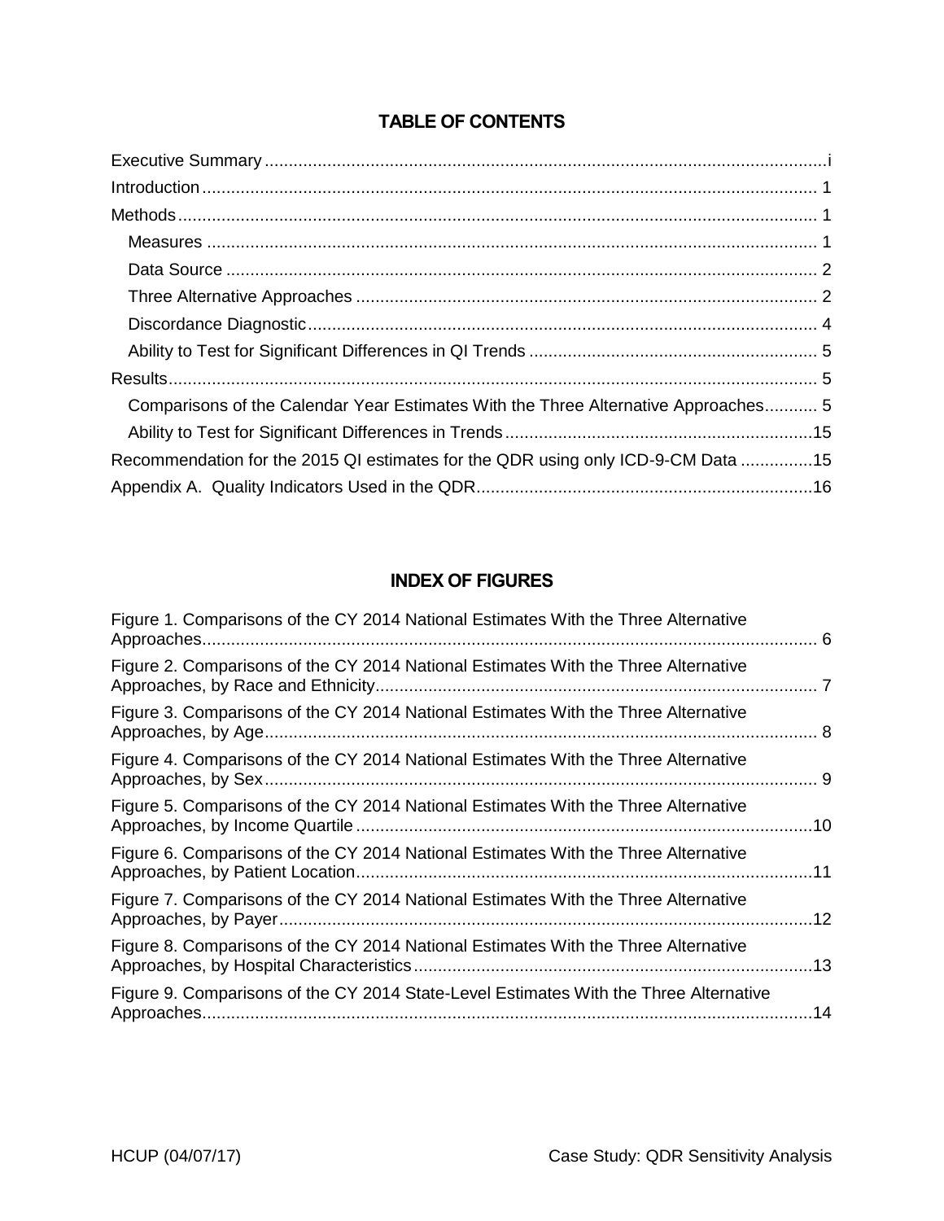## TABLE OF CONTENTS

- Executive Summary ........ i
- Introduction ........ 1
- Methods ........ 1
  - Measures ........ 1
  - Data Source ........ 2
  - Three Alternative Approaches ........ 2
  - Discordance Diagnostic ........ 4
  - Ability to Test for Significant Differences in QI Trends ........ 5
- Results ........ 5
  - Comparisons of the Calendar Year Estimates With the Three Alternative Approaches ........ 5
  - Ability to Test for Significant Differences in Trends ........ 15
- Recommendation for the 2015 QI estimates for the QDR using only ICD-9-CM Data ........ 15
- Appendix A. Quality Indicators Used in the QDR ........ 16

## INDEX OF FIGURES

- Figure 1. Comparisons of the CY 2014 National Estimates With the Three Alternative Approaches ........ 6
- Figure 2. Comparisons of the CY 2014 National Estimates With the Three Alternative Approaches, by Race and Ethnicity ........ 7
- Figure 3. Comparisons of the CY 2014 National Estimates With the Three Alternative Approaches, by Age ........ 8
- Figure 4. Comparisons of the CY 2014 National Estimates With the Three Alternative Approaches, by Sex ........ 9
- Figure 5. Comparisons of the CY 2014 National Estimates With the Three Alternative Approaches, by Income Quartile ........ 10
- Figure 6. Comparisons of the CY 2014 National Estimates With the Three Alternative Approaches, by Patient Location ........ 11
- Figure 7. Comparisons of the CY 2014 National Estimates With the Three Alternative Approaches, by Payer ........ 12
- Figure 8. Comparisons of the CY 2014 National Estimates With the Three Alternative Approaches, by Hospital Characteristics ........ 13
- Figure 9. Comparisons of the CY 2014 State-Level Estimates With the Three Alternative Approaches ........ 14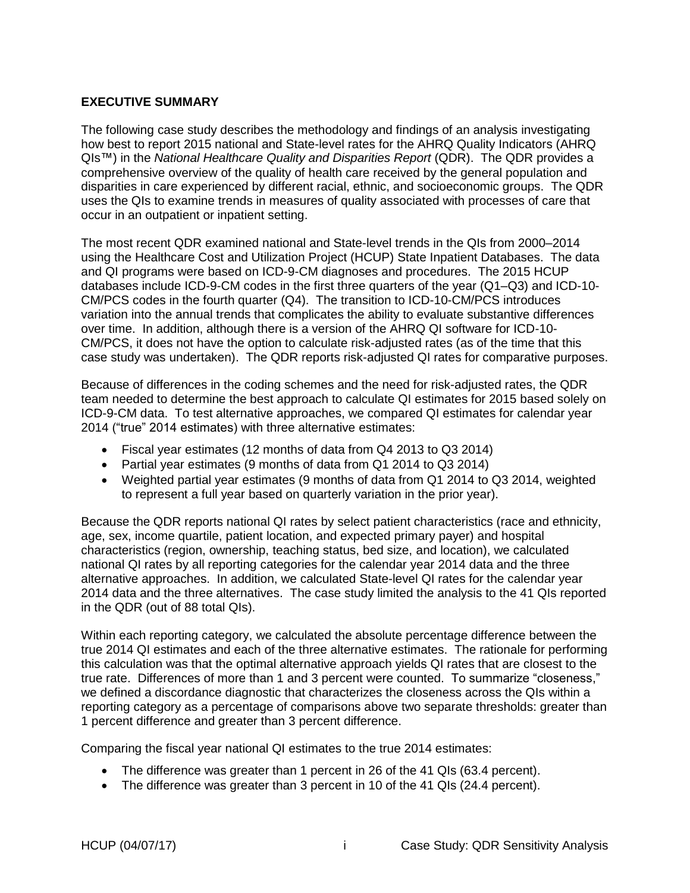## EXECUTIVE SUMMARY

The following case study describes the methodology and findings of an analysis investigating how best to report 2015 national and State-level rates for the AHRQ Quality Indicators (AHRQ QIs™) in the *National Healthcare Quality and Disparities Report* (QDR). The QDR provides a comprehensive overview of the quality of health care received by the general population and disparities in care experienced by different racial, ethnic, and socioeconomic groups. The QDR uses the QIs to examine trends in measures of quality associated with processes of care that occur in an outpatient or inpatient setting.

The most recent QDR examined national and State-level trends in the QIs from 2000–2014 using the Healthcare Cost and Utilization Project (HCUP) State Inpatient Databases. The data and QI programs were based on ICD-9-CM diagnoses and procedures. The 2015 HCUP databases include ICD-9-CM codes in the first three quarters of the year (Q1–Q3) and ICD-10-CM/PCS codes in the fourth quarter (Q4). The transition to ICD-10-CM/PCS introduces variation into the annual trends that complicates the ability to evaluate substantive differences over time. In addition, although there is a version of the AHRQ QI software for ICD-10-CM/PCS, it does not have the option to calculate risk-adjusted rates (as of the time that this case study was undertaken). The QDR reports risk-adjusted QI rates for comparative purposes.

Because of differences in the coding schemes and the need for risk-adjusted rates, the QDR team needed to determine the best approach to calculate QI estimates for 2015 based solely on ICD-9-CM data. To test alternative approaches, we compared QI estimates for calendar year 2014 ("true" 2014 estimates) with three alternative estimates:

- Fiscal year estimates (12 months of data from Q4 2013 to Q3 2014)
- Partial year estimates (9 months of data from Q1 2014 to Q3 2014)
- Weighted partial year estimates (9 months of data from Q1 2014 to Q3 2014, weighted to represent a full year based on quarterly variation in the prior year).

Because the QDR reports national QI rates by select patient characteristics (race and ethnicity, age, sex, income quartile, patient location, and expected primary payer) and hospital characteristics (region, ownership, teaching status, bed size, and location), we calculated national QI rates by all reporting categories for the calendar year 2014 data and the three alternative approaches. In addition, we calculated State-level QI rates for the calendar year 2014 data and the three alternatives. The case study limited the analysis to the 41 QIs reported in the QDR (out of 88 total QIs).

Within each reporting category, we calculated the absolute percentage difference between the true 2014 QI estimates and each of the three alternative estimates. The rationale for performing this calculation was that the optimal alternative approach yields QI rates that are closest to the true rate. Differences of more than 1 and 3 percent were counted. To summarize "closeness," we defined a discordance diagnostic that characterizes the closeness across the QIs within a reporting category as a percentage of comparisons above two separate thresholds: greater than 1 percent difference and greater than 3 percent difference.

Comparing the fiscal year national QI estimates to the true 2014 estimates:

- The difference was greater than 1 percent in 26 of the 41 QIs (63.4 percent).
- The difference was greater than 3 percent in 10 of the 41 QIs (24.4 percent).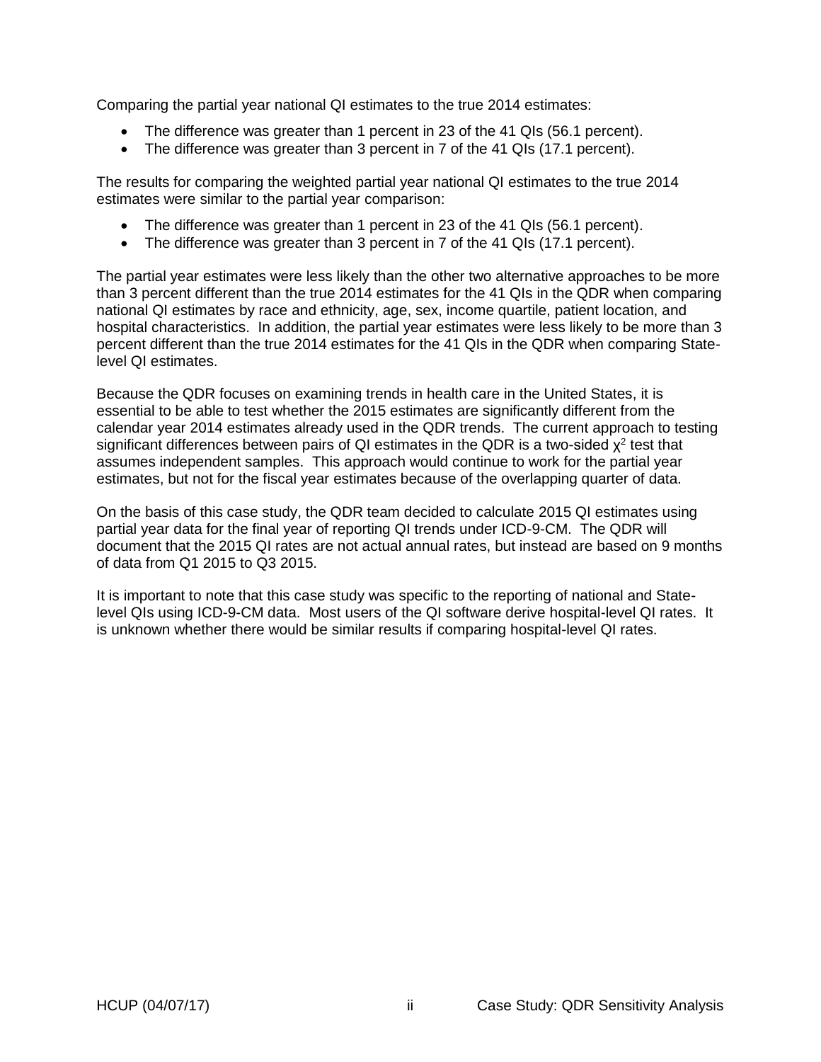Comparing the partial year national QI estimates to the true 2014 estimates:

- The difference was greater than 1 percent in 23 of the 41 QIs (56.1 percent).
- The difference was greater than 3 percent in 7 of the 41 QIs (17.1 percent).

The results for comparing the weighted partial year national QI estimates to the true 2014 estimates were similar to the partial year comparison:

- The difference was greater than 1 percent in 23 of the 41 QIs (56.1 percent).
- The difference was greater than 3 percent in 7 of the 41 QIs (17.1 percent).

The partial year estimates were less likely than the other two alternative approaches to be more than 3 percent different than the true 2014 estimates for the 41 QIs in the QDR when comparing national QI estimates by race and ethnicity, age, sex, income quartile, patient location, and hospital characteristics. In addition, the partial year estimates were less likely to be more than 3 percent different than the true 2014 estimates for the 41 QIs in the QDR when comparing State-level QI estimates.

Because the QDR focuses on examining trends in health care in the United States, it is essential to be able to test whether the 2015 estimates are significantly different from the calendar year 2014 estimates already used in the QDR trends. The current approach to testing significant differences between pairs of QI estimates in the QDR is a two-sided $\chi^2$ test that assumes independent samples. This approach would continue to work for the partial year estimates, but not for the fiscal year estimates because of the overlapping quarter of data.

On the basis of this case study, the QDR team decided to calculate 2015 QI estimates using partial year data for the final year of reporting QI trends under ICD-9-CM. The QDR will document that the 2015 QI rates are not actual annual rates, but instead are based on 9 months of data from Q1 2015 to Q3 2015.

It is important to note that this case study was specific to the reporting of national and State-level QIs using ICD-9-CM data. Most users of the QI software derive hospital-level QI rates. It is unknown whether there would be similar results if comparing hospital-level QI rates.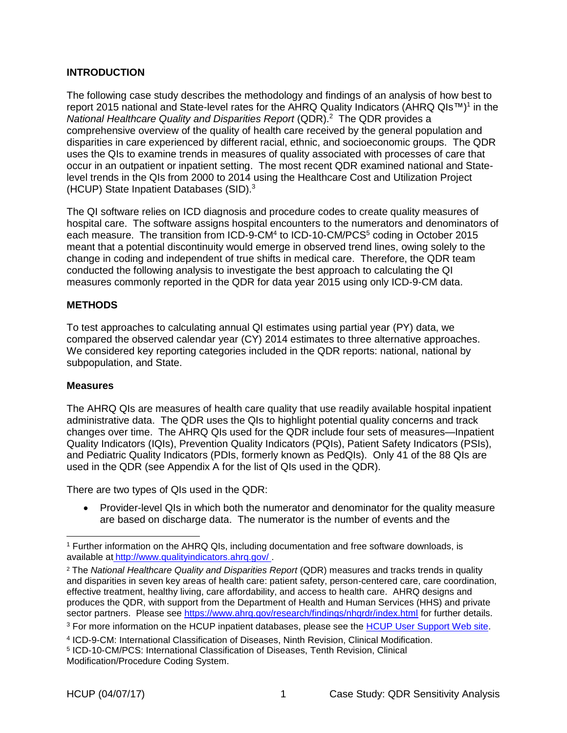## INTRODUCTION

The following case study describes the methodology and findings of an analysis of how best to report 2015 national and State-level rates for the AHRQ Quality Indicators (AHRQ QIs™)[1] in the *National Healthcare Quality and Disparities Report* (QDR).[2] The QDR provides a comprehensive overview of the quality of health care received by the general population and disparities in care experienced by different racial, ethnic, and socioeconomic groups. The QDR uses the QIs to examine trends in measures of quality associated with processes of care that occur in an outpatient or inpatient setting. The most recent QDR examined national and State-level trends in the QIs from 2000 to 2014 using the Healthcare Cost and Utilization Project (HCUP) State Inpatient Databases (SID).[3]

The QI software relies on ICD diagnosis and procedure codes to create quality measures of hospital care. The software assigns hospital encounters to the numerators and denominators of each measure. The transition from ICD-9-CM[4] to ICD-10-CM/PCS[5] coding in October 2015 meant that a potential discontinuity would emerge in observed trend lines, owing solely to the change in coding and independent of true shifts in medical care. Therefore, the QDR team conducted the following analysis to investigate the best approach to calculating the QI measures commonly reported in the QDR for data year 2015 using only ICD-9-CM data.

## METHODS

To test approaches to calculating annual QI estimates using partial year (PY) data, we compared the observed calendar year (CY) 2014 estimates to three alternative approaches. We considered key reporting categories included in the QDR reports: national, national by subpopulation, and State.

### Measures

The AHRQ QIs are measures of health care quality that use readily available hospital inpatient administrative data. The QDR uses the QIs to highlight potential quality concerns and track changes over time. The AHRQ QIs used for the QDR include four sets of measures—Inpatient Quality Indicators (IQIs), Prevention Quality Indicators (PQIs), Patient Safety Indicators (PSIs), and Pediatric Quality Indicators (PDIs, formerly known as PedQIs). Only 41 of the 88 QIs are used in the QDR (see Appendix A for the list of QIs used in the QDR).

There are two types of QIs used in the QDR:

- Provider-level QIs in which both the numerator and denominator for the quality measure are based on discharge data. The numerator is the number of events and the

---

[1] Further information on the AHRQ QIs, including documentation and free software downloads, is available at http://www.qualityindicators.ahrq.gov/ .

[2] The *National Healthcare Quality and Disparities Report* (QDR) measures and tracks trends in quality and disparities in seven key areas of health care: patient safety, person-centered care, care coordination, effective treatment, healthy living, care affordability, and access to health care. AHRQ designs and produces the QDR, with support from the Department of Health and Human Services (HHS) and private sector partners. Please see https://www.ahrq.gov/research/findings/nhqrdr/index.html for further details.

[3] For more information on the HCUP inpatient databases, please see the HCUP User Support Web site.

[4] ICD-9-CM: International Classification of Diseases, Ninth Revision, Clinical Modification.

[5] ICD-10-CM/PCS: International Classification of Diseases, Tenth Revision, Clinical Modification/Procedure Coding System.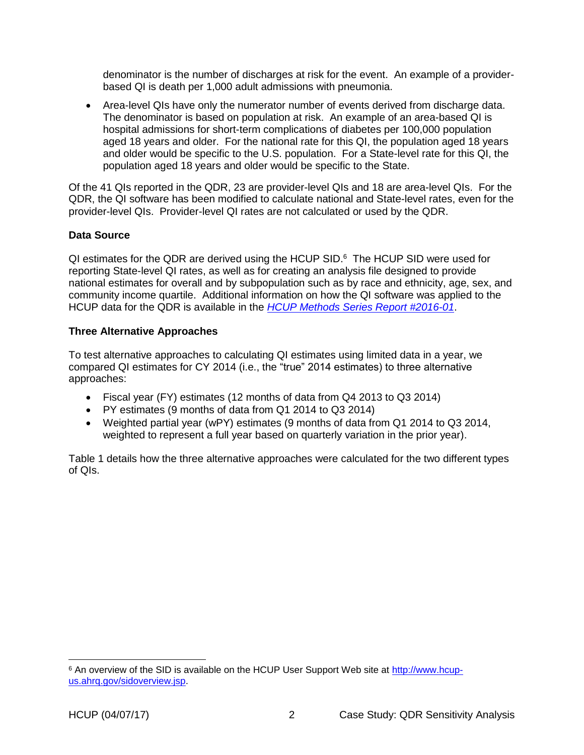denominator is the number of discharges at risk for the event. An example of a provider-based QI is death per 1,000 adult admissions with pneumonia.

- Area-level QIs have only the numerator number of events derived from discharge data. The denominator is based on population at risk. An example of an area-based QI is hospital admissions for short-term complications of diabetes per 100,000 population aged 18 years and older. For the national rate for this QI, the population aged 18 years and older would be specific to the U.S. population. For a State-level rate for this QI, the population aged 18 years and older would be specific to the State.

Of the 41 QIs reported in the QDR, 23 are provider-level QIs and 18 are area-level QIs. For the QDR, the QI software has been modified to calculate national and State-level rates, even for the provider-level QIs. Provider-level QI rates are not calculated or used by the QDR.

**Data Source**

QI estimates for the QDR are derived using the HCUP SID.[6] The HCUP SID were used for reporting State-level QI rates, as well as for creating an analysis file designed to provide national estimates for overall and by subpopulation such as by race and ethnicity, age, sex, and community income quartile. Additional information on how the QI software was applied to the HCUP data for the QDR is available in the *HCUP Methods Series Report #2016-01*.

**Three Alternative Approaches**

To test alternative approaches to calculating QI estimates using limited data in a year, we compared QI estimates for CY 2014 (i.e., the "true" 2014 estimates) to three alternative approaches:

- Fiscal year (FY) estimates (12 months of data from Q4 2013 to Q3 2014)
- PY estimates (9 months of data from Q1 2014 to Q3 2014)
- Weighted partial year (wPY) estimates (9 months of data from Q1 2014 to Q3 2014, weighted to represent a full year based on quarterly variation in the prior year).

Table 1 details how the three alternative approaches were calculated for the two different types of QIs.

[6] An overview of the SID is available on the HCUP User Support Web site at http://www.hcup-us.ahrq.gov/sidoverview.jsp.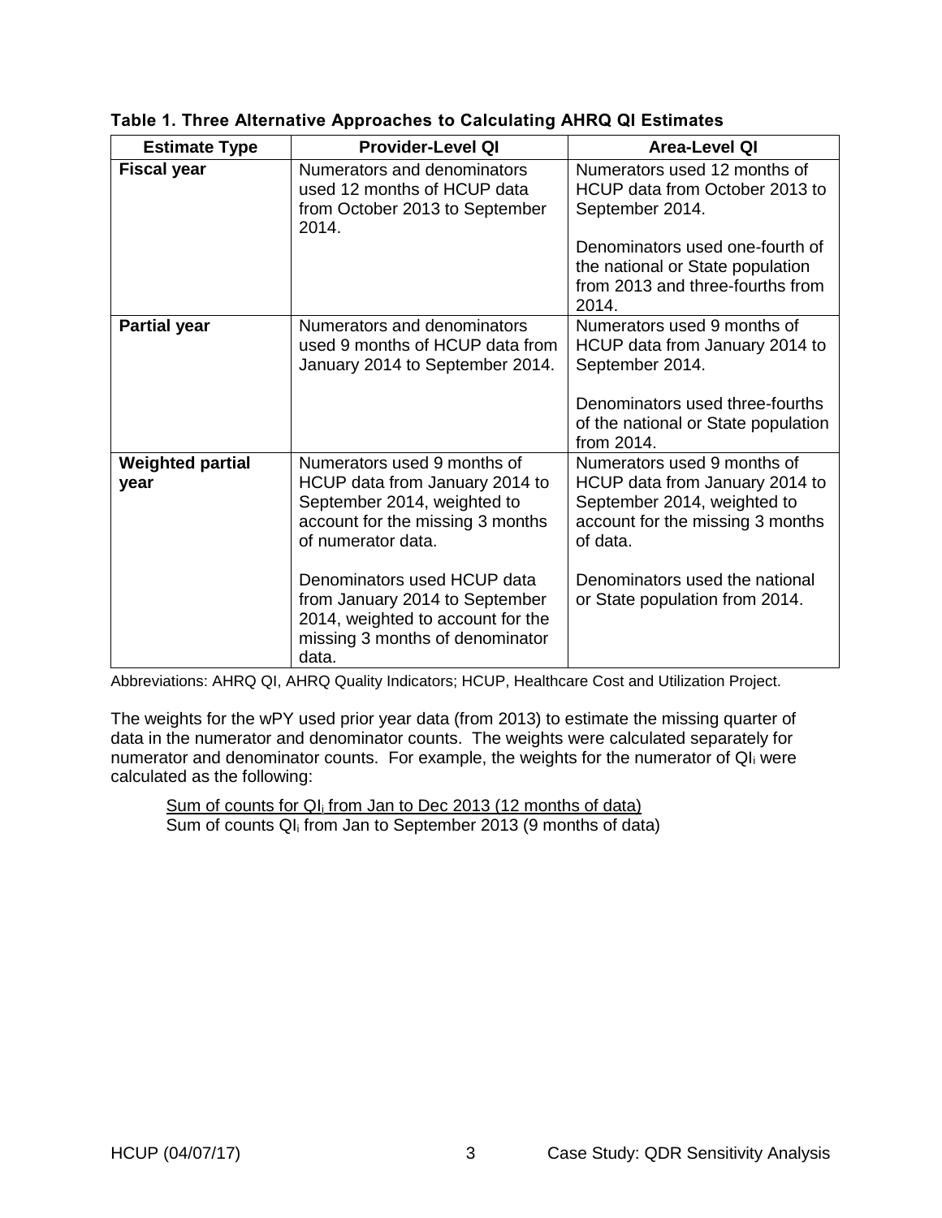**Table 1. Three Alternative Approaches to Calculating AHRQ QI Estimates**

| Estimate Type | Provider-Level QI | Area-Level QI |
|---|---|---|
| **Fiscal year** | Numerators and denominators used 12 months of HCUP data from October 2013 to September 2014. | Numerators used 12 months of HCUP data from October 2013 to September 2014.<br><br>Denominators used one-fourth of the national or State population from 2013 and three-fourths from 2014. |
| **Partial year** | Numerators and denominators used 9 months of HCUP data from January 2014 to September 2014. | Numerators used 9 months of HCUP data from January 2014 to September 2014.<br><br>Denominators used three-fourths of the national or State population from 2014. |
| **Weighted partial year** | Numerators used 9 months of HCUP data from January 2014 to September 2014, weighted to account for the missing 3 months of numerator data.<br><br>Denominators used HCUP data from January 2014 to September 2014, weighted to account for the missing 3 months of denominator data. | Numerators used 9 months of HCUP data from January 2014 to September 2014, weighted to account for the missing 3 months of data.<br><br>Denominators used the national or State population from 2014. |

Abbreviations: AHRQ QI, AHRQ Quality Indicators; HCUP, Healthcare Cost and Utilization Project.

The weights for the wPY used prior year data (from 2013) to estimate the missing quarter of data in the numerator and denominator counts. The weights were calculated separately for numerator and denominator counts. For example, the weights for the numerator of $QI_i$ were calculated as the following:

$$\frac{\text{Sum of counts for } QI_i \text{ from Jan to Dec 2013 (12 months of data)}}{\text{Sum of counts } QI_i \text{ from Jan to September 2013 (9 months of data)}}$$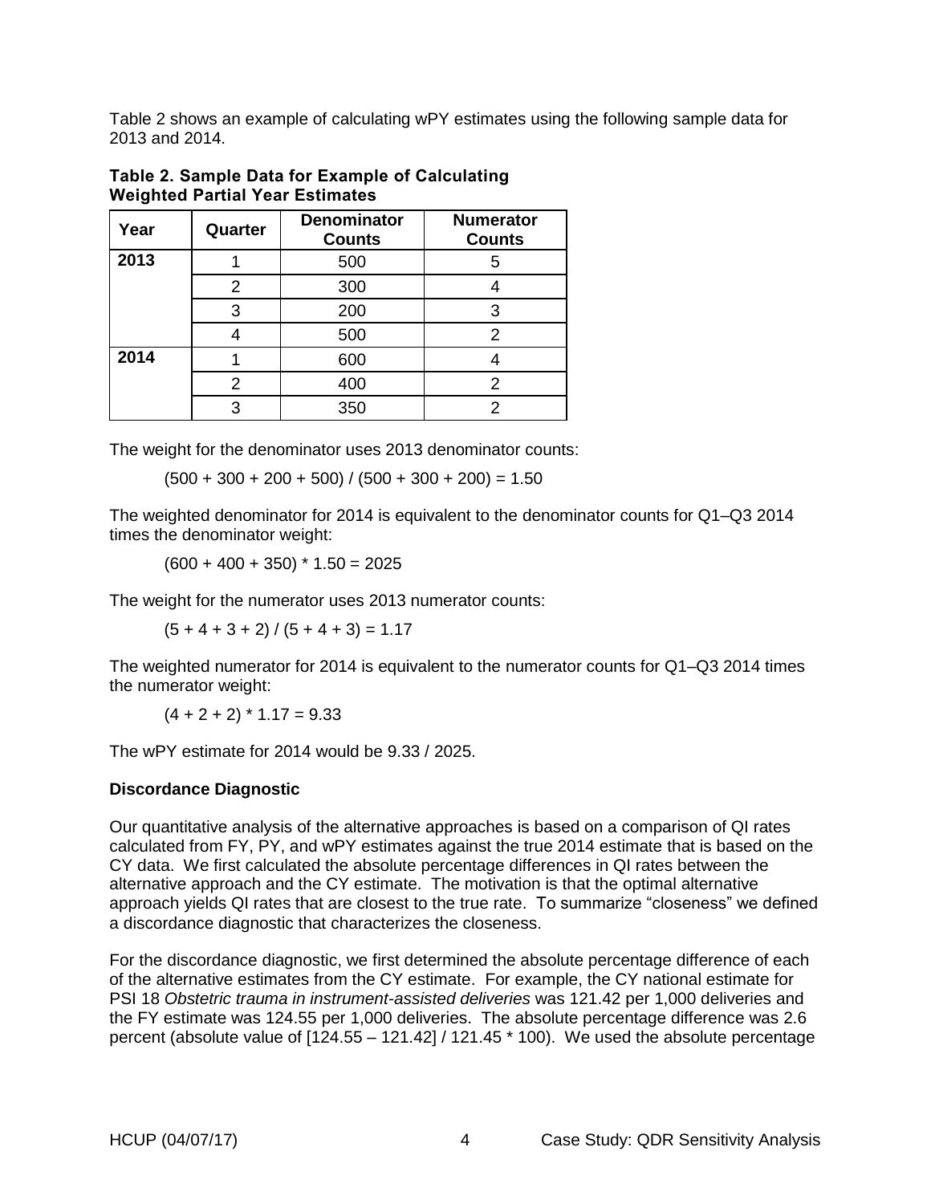Table 2 shows an example of calculating wPY estimates using the following sample data for 2013 and 2014.

**Table 2. Sample Data for Example of Calculating Weighted Partial Year Estimates**

| Year | Quarter | Denominator Counts | Numerator Counts |
|---|---|---|---|
| **2013** | 1 | 500 | 5 |
| | 2 | 300 | 4 |
| | 3 | 200 | 3 |
| | 4 | 500 | 2 |
| **2014** | 1 | 600 | 4 |
| | 2 | 400 | 2 |
| | 3 | 350 | 2 |

The weight for the denominator uses 2013 denominator counts:

$$(500 + 300 + 200 + 500) / (500 + 300 + 200) = 1.50$$

The weighted denominator for 2014 is equivalent to the denominator counts for Q1–Q3 2014 times the denominator weight:

$$(600 + 400 + 350) * 1.50 = 2025$$

The weight for the numerator uses 2013 numerator counts:

$$(5 + 4 + 3 + 2) / (5 + 4 + 3) = 1.17$$

The weighted numerator for 2014 is equivalent to the numerator counts for Q1–Q3 2014 times the numerator weight:

$$(4 + 2 + 2) * 1.17 = 9.33$$

The wPY estimate for 2014 would be 9.33 / 2025.

**Discordance Diagnostic**

Our quantitative analysis of the alternative approaches is based on a comparison of QI rates calculated from FY, PY, and wPY estimates against the true 2014 estimate that is based on the CY data. We first calculated the absolute percentage differences in QI rates between the alternative approach and the CY estimate. The motivation is that the optimal alternative approach yields QI rates that are closest to the true rate. To summarize "closeness" we defined a discordance diagnostic that characterizes the closeness.

For the discordance diagnostic, we first determined the absolute percentage difference of each of the alternative estimates from the CY estimate. For example, the CY national estimate for PSI 18 *Obstetric trauma in instrument-assisted deliveries* was 121.42 per 1,000 deliveries and the FY estimate was 124.55 per 1,000 deliveries. The absolute percentage difference was 2.6 percent (absolute value of [124.55 – 121.42] / 121.45 * 100). We used the absolute percentage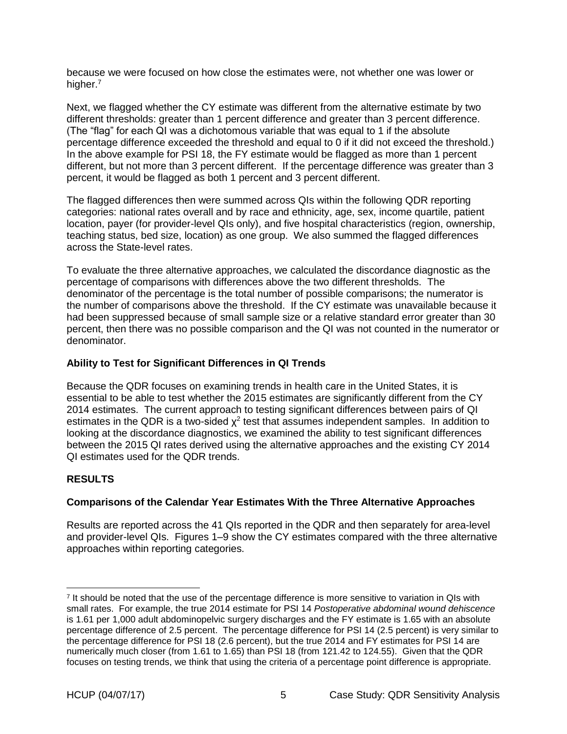because we were focused on how close the estimates were, not whether one was lower or higher.[7]

Next, we flagged whether the CY estimate was different from the alternative estimate by two different thresholds: greater than 1 percent difference and greater than 3 percent difference. (The "flag" for each QI was a dichotomous variable that was equal to 1 if the absolute percentage difference exceeded the threshold and equal to 0 if it did not exceed the threshold.) In the above example for PSI 18, the FY estimate would be flagged as more than 1 percent different, but not more than 3 percent different. If the percentage difference was greater than 3 percent, it would be flagged as both 1 percent and 3 percent different.

The flagged differences then were summed across QIs within the following QDR reporting categories: national rates overall and by race and ethnicity, age, sex, income quartile, patient location, payer (for provider-level QIs only), and five hospital characteristics (region, ownership, teaching status, bed size, location) as one group. We also summed the flagged differences across the State-level rates.

To evaluate the three alternative approaches, we calculated the discordance diagnostic as the percentage of comparisons with differences above the two different thresholds. The denominator of the percentage is the total number of possible comparisons; the numerator is the number of comparisons above the threshold. If the CY estimate was unavailable because it had been suppressed because of small sample size or a relative standard error greater than 30 percent, then there was no possible comparison and the QI was not counted in the numerator or denominator.

### Ability to Test for Significant Differences in QI Trends

Because the QDR focuses on examining trends in health care in the United States, it is essential to be able to test whether the 2015 estimates are significantly different from the CY 2014 estimates. The current approach to testing significant differences between pairs of QI estimates in the QDR is a two-sided $\chi^2$ test that assumes independent samples. In addition to looking at the discordance diagnostics, we examined the ability to test significant differences between the 2015 QI rates derived using the alternative approaches and the existing CY 2014 QI estimates used for the QDR trends.

## RESULTS

### Comparisons of the Calendar Year Estimates With the Three Alternative Approaches

Results are reported across the 41 QIs reported in the QDR and then separately for area-level and provider-level QIs. Figures 1–9 show the CY estimates compared with the three alternative approaches within reporting categories.

---

[7] It should be noted that the use of the percentage difference is more sensitive to variation in QIs with small rates. For example, the true 2014 estimate for PSI 14 *Postoperative abdominal wound dehiscence* is 1.61 per 1,000 adult abdominopelvic surgery discharges and the FY estimate is 1.65 with an absolute percentage difference of 2.5 percent. The percentage difference for PSI 14 (2.5 percent) is very similar to the percentage difference for PSI 18 (2.6 percent), but the true 2014 and FY estimates for PSI 14 are numerically much closer (from 1.61 to 1.65) than PSI 18 (from 121.42 to 124.55). Given that the QDR focuses on testing trends, we think that using the criteria of a percentage point difference is appropriate.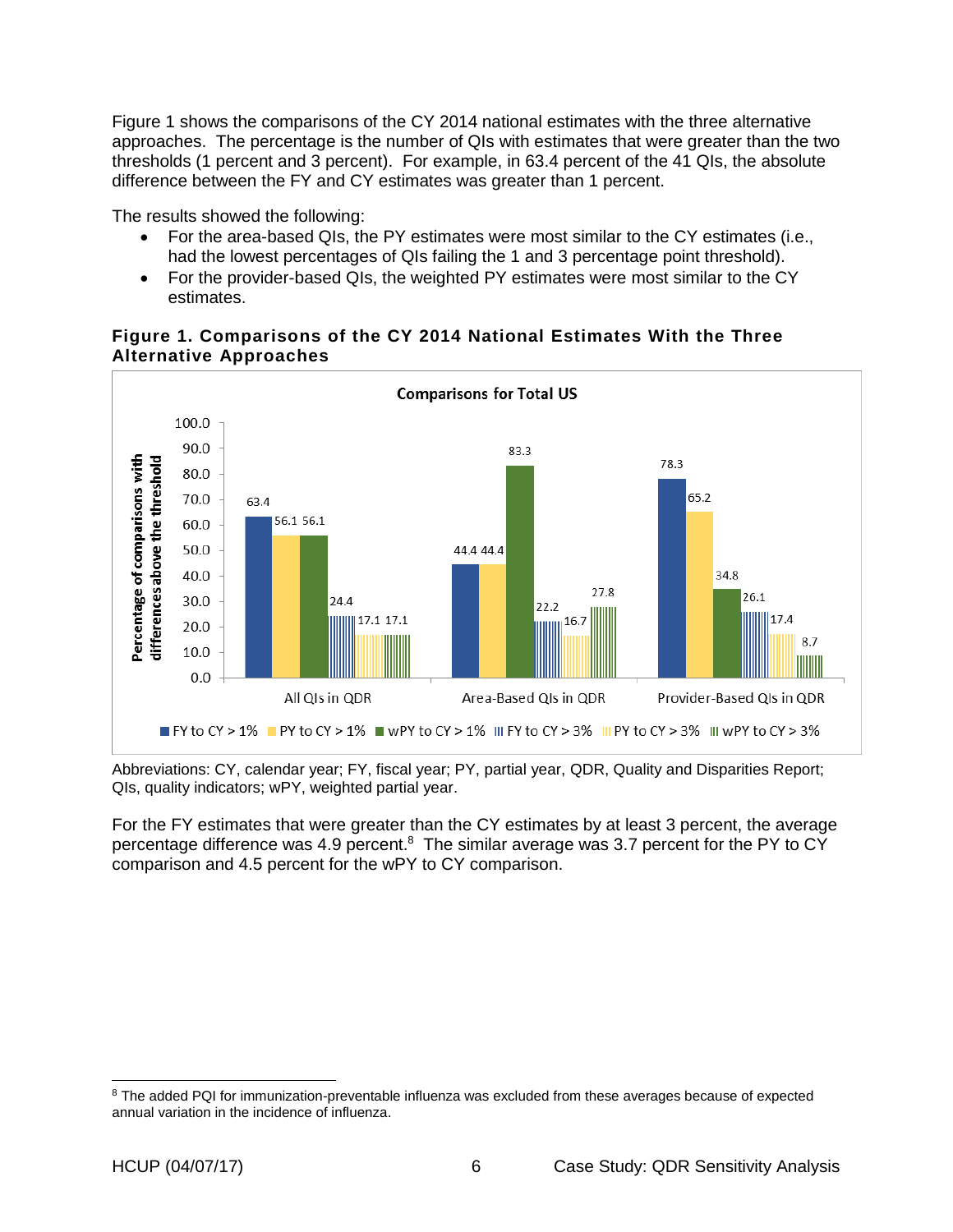Figure 1 shows the comparisons of the CY 2014 national estimates with the three alternative approaches. The percentage is the number of QIs with estimates that were greater than the two thresholds (1 percent and 3 percent). For example, in 63.4 percent of the 41 QIs, the absolute difference between the FY and CY estimates was greater than 1 percent.

The results showed the following:

- For the area-based QIs, the PY estimates were most similar to the CY estimates (i.e., had the lowest percentages of QIs failing the 1 and 3 percentage point threshold).
- For the provider-based QIs, the weighted PY estimates were most similar to the CY estimates.

**Figure 1. Comparisons of the CY 2014 National Estimates With the Three Alternative Approaches**

| Comparisons for Total US | FY to CY > 1% | PY to CY > 1% | wPY to CY > 1% | FY to CY > 3% | PY to CY > 3% | wPY to CY > 3% |
|---|---|---|---|---|---|---|
| All QIs in QDR | 63.4 | 56.1 | 56.1 | 24.4 | 17.1 | 17.1 |
| Area-Based QIs in QDR | 44.4 | 44.4 | 83.3 | 22.2 | 16.7 | 27.8 |
| Provider-Based QIs in QDR | 78.3 | 65.2 | 34.8 | 26.1 | 17.4 | 8.7 |

Abbreviations: CY, calendar year; FY, fiscal year; PY, partial year, QDR, Quality and Disparities Report; QIs, quality indicators; wPY, weighted partial year.

For the FY estimates that were greater than the CY estimates by at least 3 percent, the average percentage difference was 4.9 percent.[8] The similar average was 3.7 percent for the PY to CY comparison and 4.5 percent for the wPY to CY comparison.

[8] The added PQI for immunization-preventable influenza was excluded from these averages because of expected annual variation in the incidence of influenza.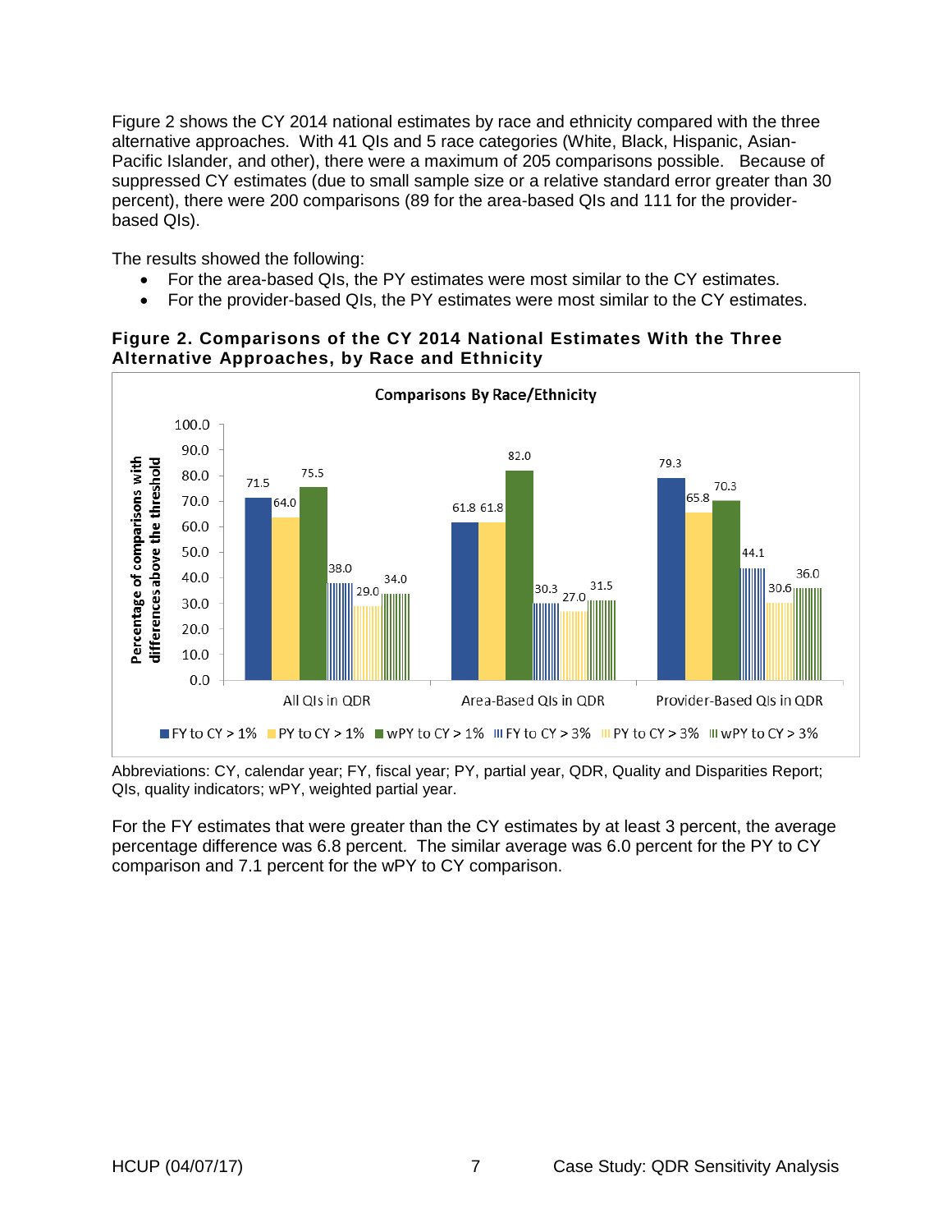Figure 2 shows the CY 2014 national estimates by race and ethnicity compared with the three alternative approaches. With 41 QIs and 5 race categories (White, Black, Hispanic, Asian-Pacific Islander, and other), there were a maximum of 205 comparisons possible. Because of suppressed CY estimates (due to small sample size or a relative standard error greater than 30 percent), there were 200 comparisons (89 for the area-based QIs and 111 for the provider-based QIs).

The results showed the following:

- For the area-based QIs, the PY estimates were most similar to the CY estimates.
- For the provider-based QIs, the PY estimates were most similar to the CY estimates.

**Figure 2. Comparisons of the CY 2014 National Estimates With the Three Alternative Approaches, by Race and Ethnicity**

Comparisons By Race/Ethnicity

Percentage of comparisons with differences above the threshold

| | FY to CY > 1% | PY to CY > 1% | wPY to CY > 1% | FY to CY > 3% | PY to CY > 3% | wPY to CY > 3% |
|---|---|---|---|---|---|---|
| All QIs in QDR | 71.5 | 64.0 | 75.5 | 38.0 | 29.0 | 34.0 |
| Area-Based QIs in QDR | 61.8 | 61.8 | 82.0 | 30.3 | 27.0 | 31.5 |
| Provider-Based QIs in QDR | 79.3 | 65.8 | 70.3 | 44.1 | 30.6 | 36.0 |

Abbreviations: CY, calendar year; FY, fiscal year; PY, partial year, QDR, Quality and Disparities Report; QIs, quality indicators; wPY, weighted partial year.

For the FY estimates that were greater than the CY estimates by at least 3 percent, the average percentage difference was 6.8 percent. The similar average was 6.0 percent for the PY to CY comparison and 7.1 percent for the wPY to CY comparison.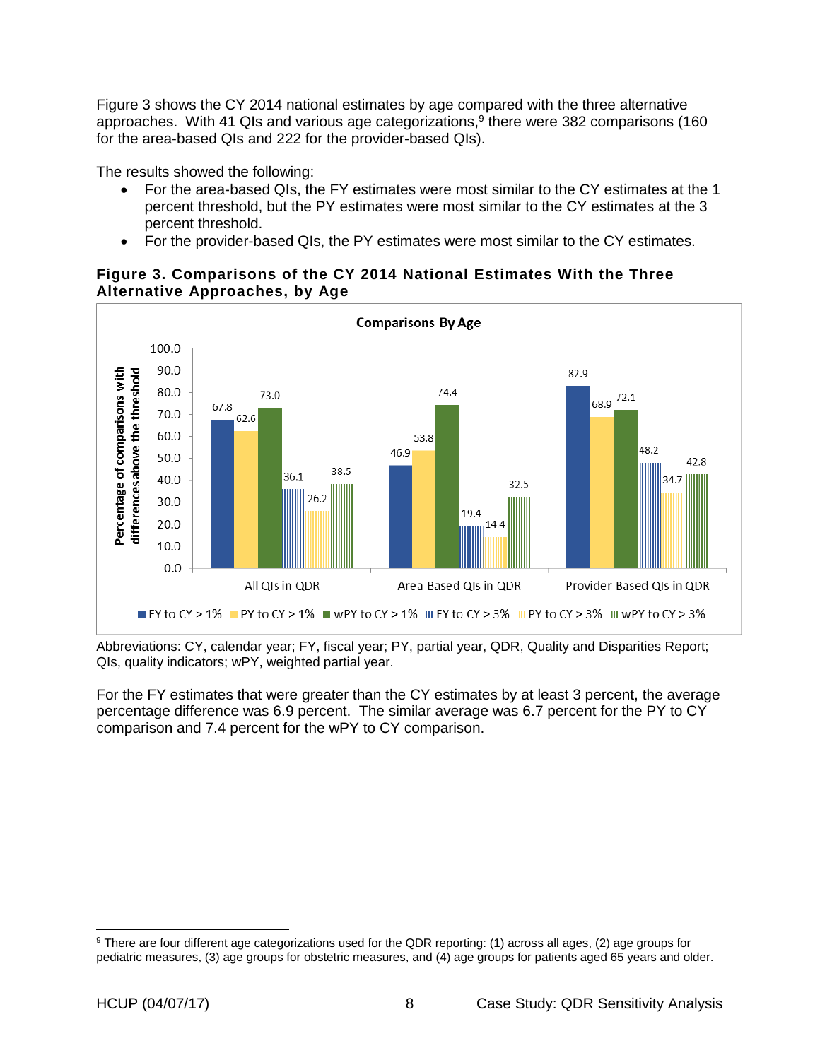Figure 3 shows the CY 2014 national estimates by age compared with the three alternative approaches. With 41 QIs and various age categorizations,[9] there were 382 comparisons (160 for the area-based QIs and 222 for the provider-based QIs).

The results showed the following:

- For the area-based QIs, the FY estimates were most similar to the CY estimates at the 1 percent threshold, but the PY estimates were most similar to the CY estimates at the 3 percent threshold.
- For the provider-based QIs, the PY estimates were most similar to the CY estimates.

**Figure 3. Comparisons of the CY 2014 National Estimates With the Three Alternative Approaches, by Age**

**Comparisons By Age**

Percentage of comparisons with differences above the threshold

| | FY to CY > 1% | PY to CY > 1% | wPY to CY > 1% | FY to CY > 3% | PY to CY > 3% | wPY to CY > 3% |
|---|---|---|---|---|---|---|
| All QIs in QDR | 67.8 | 62.6 | 73.0 | 36.1 | 26.2 | 38.5 |
| Area-Based QIs in QDR | 46.9 | 53.8 | 74.4 | 19.4 | 14.4 | 32.5 |
| Provider-Based QIs in QDR | 82.9 | 68.9 | 72.1 | 48.2 | 34.7 | 42.8 |

Abbreviations: CY, calendar year; FY, fiscal year; PY, partial year, QDR, Quality and Disparities Report; QIs, quality indicators; wPY, weighted partial year.

For the FY estimates that were greater than the CY estimates by at least 3 percent, the average percentage difference was 6.9 percent. The similar average was 6.7 percent for the PY to CY comparison and 7.4 percent for the wPY to CY comparison.

[9] There are four different age categorizations used for the QDR reporting: (1) across all ages, (2) age groups for pediatric measures, (3) age groups for obstetric measures, and (4) age groups for patients aged 65 years and older.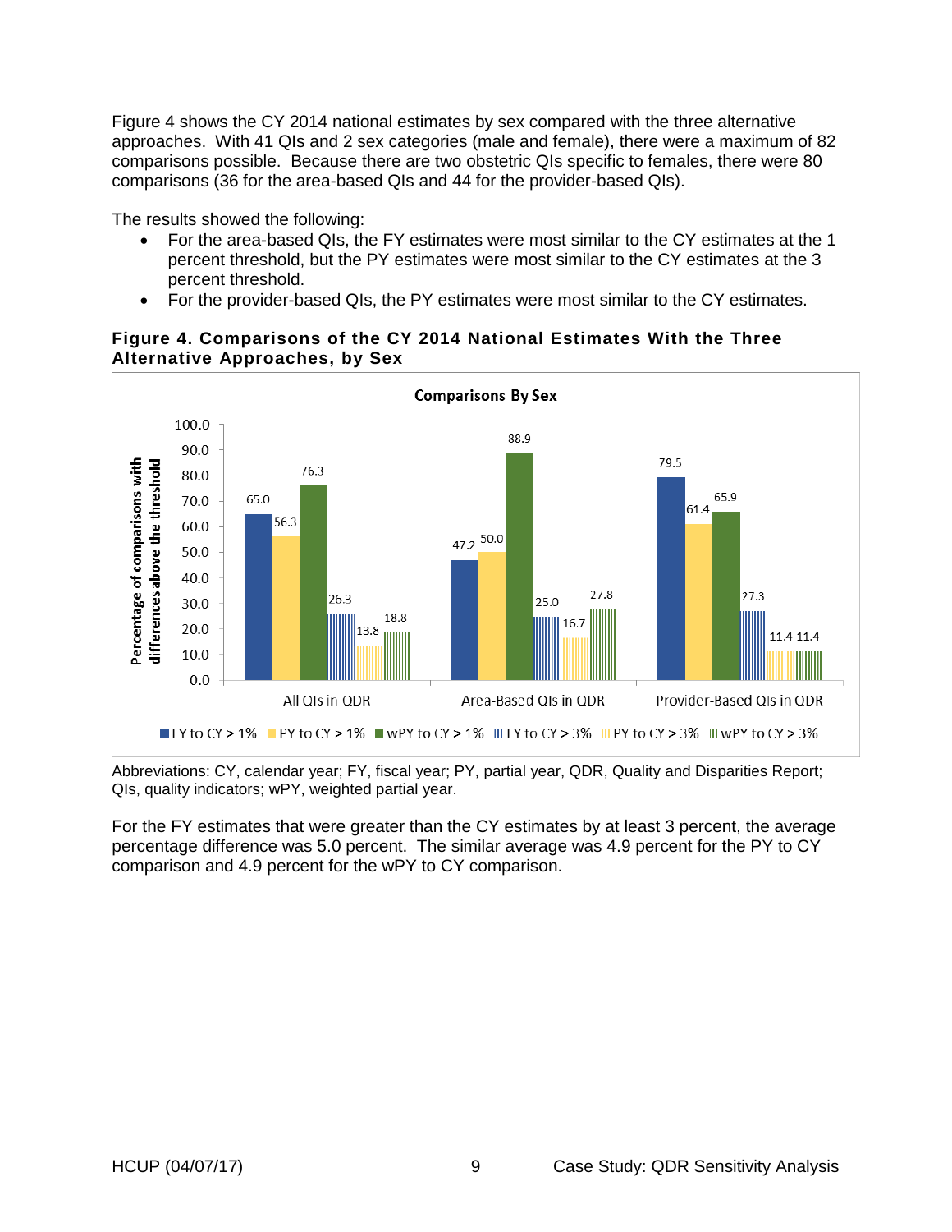Figure 4 shows the CY 2014 national estimates by sex compared with the three alternative approaches. With 41 QIs and 2 sex categories (male and female), there were a maximum of 82 comparisons possible. Because there are two obstetric QIs specific to females, there were 80 comparisons (36 for the area-based QIs and 44 for the provider-based QIs).

The results showed the following:

- For the area-based QIs, the FY estimates were most similar to the CY estimates at the 1 percent threshold, but the PY estimates were most similar to the CY estimates at the 3 percent threshold.
- For the provider-based QIs, the PY estimates were most similar to the CY estimates.

**Figure 4. Comparisons of the CY 2014 National Estimates With the Three Alternative Approaches, by Sex**

**Comparisons By Sex**

Percentage of comparisons with differences above the threshold

| | FY to CY > 1% | PY to CY > 1% | wPY to CY > 1% | FY to CY > 3% | PY to CY > 3% | wPY to CY > 3% |
|---|---|---|---|---|---|---|
| All QIs in QDR | 65.0 | 56.3 | 76.3 | 26.3 | 13.8 | 18.8 |
| Area-Based QIs in QDR | 47.2 | 50.0 | 88.9 | 25.0 | 16.7 | 27.8 |
| Provider-Based QIs in QDR | 79.5 | 61.4 | 65.9 | 27.3 | 11.4 | 11.4 |

Abbreviations: CY, calendar year; FY, fiscal year; PY, partial year, QDR, Quality and Disparities Report; QIs, quality indicators; wPY, weighted partial year.

For the FY estimates that were greater than the CY estimates by at least 3 percent, the average percentage difference was 5.0 percent. The similar average was 4.9 percent for the PY to CY comparison and 4.9 percent for the wPY to CY comparison.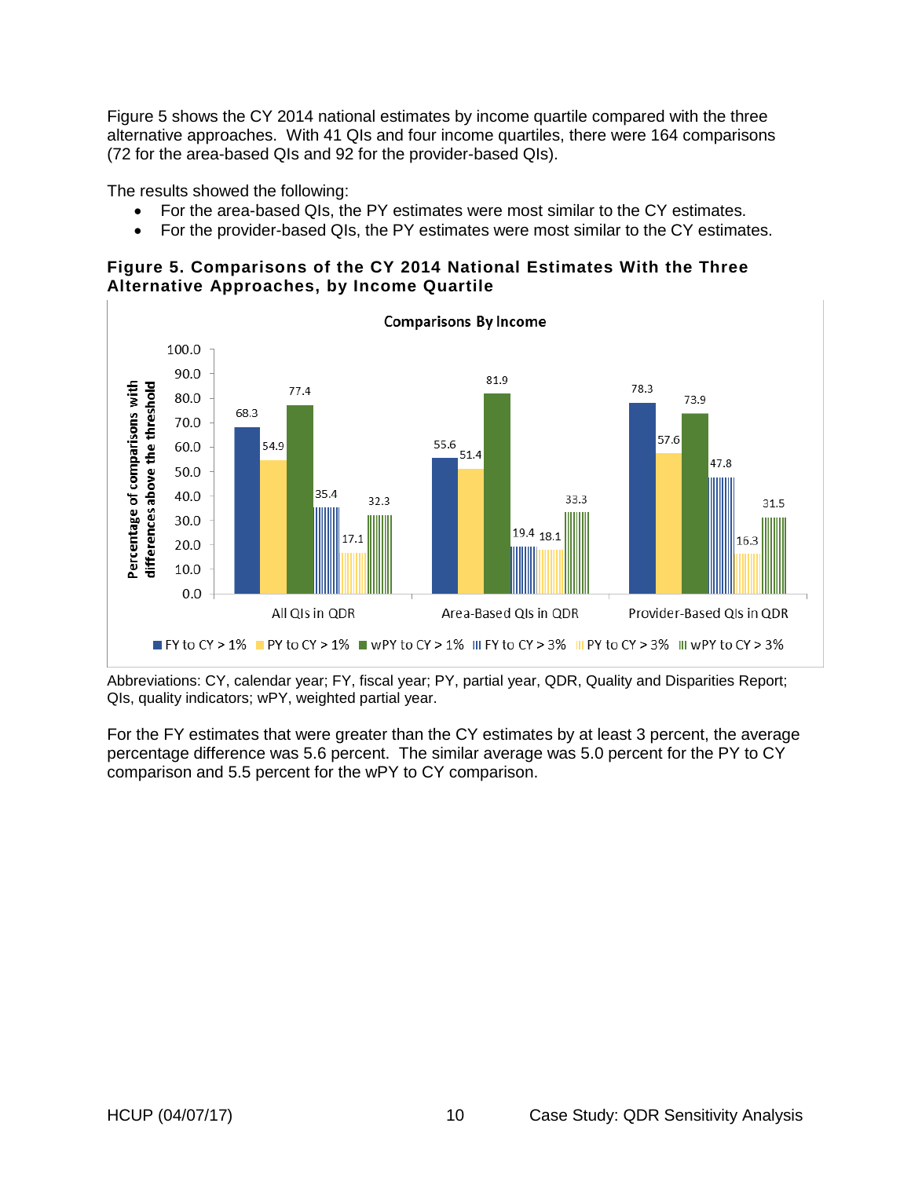Figure 5 shows the CY 2014 national estimates by income quartile compared with the three alternative approaches. With 41 QIs and four income quartiles, there were 164 comparisons (72 for the area-based QIs and 92 for the provider-based QIs).

The results showed the following:

- For the area-based QIs, the PY estimates were most similar to the CY estimates.
- For the provider-based QIs, the PY estimates were most similar to the CY estimates.

**Figure 5. Comparisons of the CY 2014 National Estimates With the Three Alternative Approaches, by Income Quartile**

Comparisons By Income

Percentage of comparisons with differences above the threshold

| | FY to CY > 1% | PY to CY > 1% | wPY to CY > 1% | FY to CY > 3% | PY to CY > 3% | wPY to CY > 3% |
|---|---|---|---|---|---|---|
| All QIs in QDR | 68.3 | 54.9 | 77.4 | 35.4 | 17.1 | 32.3 |
| Area-Based QIs in QDR | 55.6 | 51.4 | 81.9 | 19.4 | 18.1 | 33.3 |
| Provider-Based QIs in QDR | 78.3 | 57.6 | 73.9 | 47.8 | 16.3 | 31.5 |

Abbreviations: CY, calendar year; FY, fiscal year; PY, partial year, QDR, Quality and Disparities Report; QIs, quality indicators; wPY, weighted partial year.

For the FY estimates that were greater than the CY estimates by at least 3 percent, the average percentage difference was 5.6 percent. The similar average was 5.0 percent for the PY to CY comparison and 5.5 percent for the wPY to CY comparison.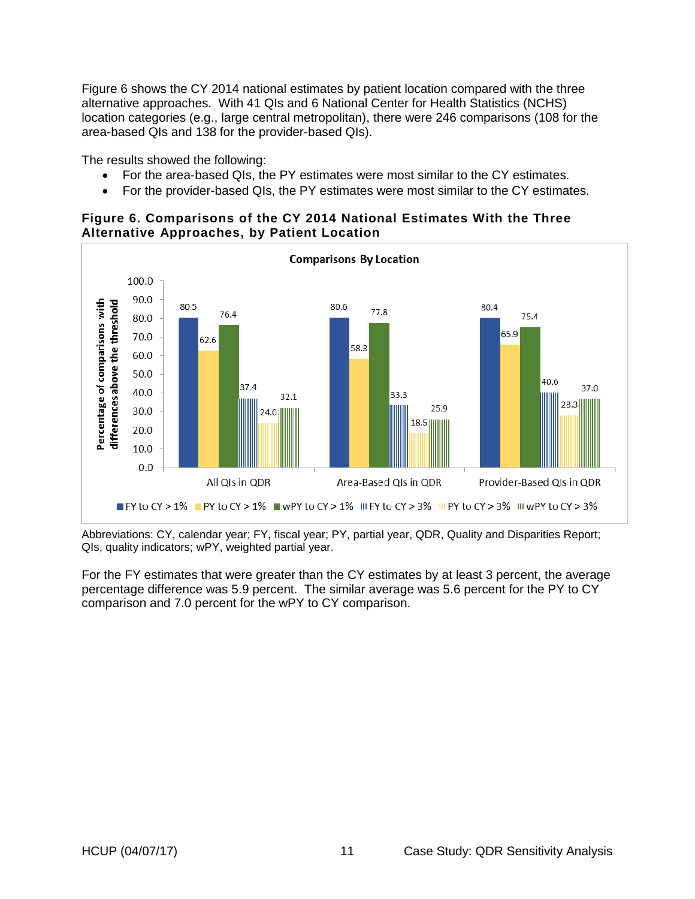Figure 6 shows the CY 2014 national estimates by patient location compared with the three alternative approaches. With 41 QIs and 6 National Center for Health Statistics (NCHS) location categories (e.g., large central metropolitan), there were 246 comparisons (108 for the area-based QIs and 138 for the provider-based QIs).

The results showed the following:

- For the area-based QIs, the PY estimates were most similar to the CY estimates.
- For the provider-based QIs, the PY estimates were most similar to the CY estimates.

**Figure 6. Comparisons of the CY 2014 National Estimates With the Three Alternative Approaches, by Patient Location**

Comparisons By Location

Percentage of comparisons with differences above the threshold

| | FY to CY > 1% | PY to CY > 1% | wPY to CY > 1% | FY to CY > 3% | PY to CY > 3% | wPY to CY > 3% |
|---|---|---|---|---|---|---|
| All QIs in QDR | 80.5 | 62.6 | 76.4 | 37.4 | 24.0 | 32.1 |
| Area-Based QIs in QDR | 80.6 | 58.3 | 77.8 | 33.3 | 18.5 | 25.9 |
| Provider-Based QIs in QDR | 80.4 | 65.9 | 75.4 | 40.6 | 28.3 | 37.0 |

Abbreviations: CY, calendar year; FY, fiscal year; PY, partial year, QDR, Quality and Disparities Report; QIs, quality indicators; wPY, weighted partial year.

For the FY estimates that were greater than the CY estimates by at least 3 percent, the average percentage difference was 5.9 percent. The similar average was 5.6 percent for the PY to CY comparison and 7.0 percent for the wPY to CY comparison.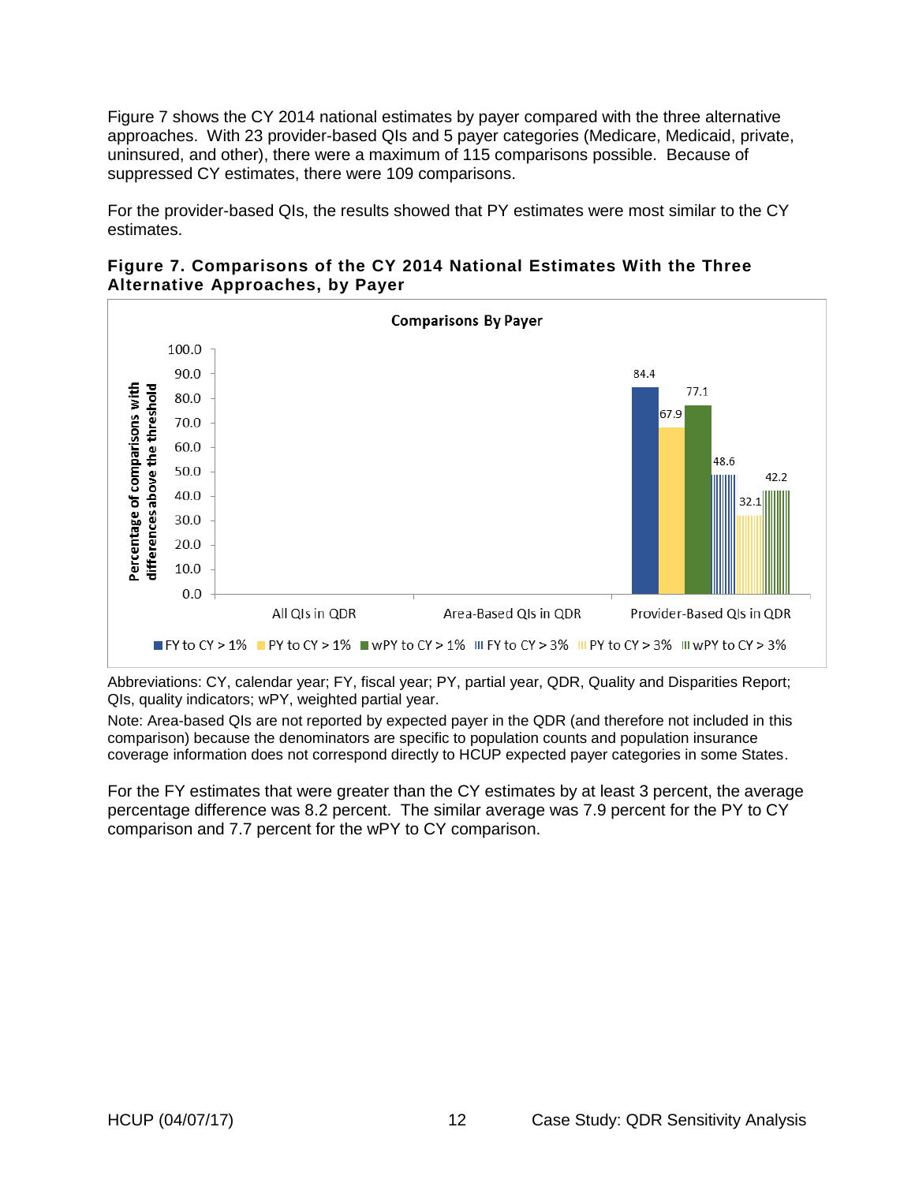Figure 7 shows the CY 2014 national estimates by payer compared with the three alternative approaches. With 23 provider-based QIs and 5 payer categories (Medicare, Medicaid, private, uninsured, and other), there were a maximum of 115 comparisons possible. Because of suppressed CY estimates, there were 109 comparisons.

For the provider-based QIs, the results showed that PY estimates were most similar to the CY estimates.

**Figure 7. Comparisons of the CY 2014 National Estimates With the Three Alternative Approaches, by Payer**

Comparisons By Payer

| | FY to CY > 1% | PY to CY > 1% | wPY to CY > 1% | FY to CY > 3% | PY to CY > 3% | wPY to CY > 3% |
|---|---|---|---|---|---|---|
| All QIs in QDR | | | | | | |
| Area-Based QIs in QDR | | | | | | |
| Provider-Based QIs in QDR | 84.4 | 67.9 | 77.1 | 48.6 | 32.1 | 42.2 |

Y-axis: Percentage of comparisons with differences above the threshold

Abbreviations: CY, calendar year; FY, fiscal year; PY, partial year, QDR, Quality and Disparities Report; QIs, quality indicators; wPY, weighted partial year.

Note: Area-based QIs are not reported by expected payer in the QDR (and therefore not included in this comparison) because the denominators are specific to population counts and population insurance coverage information does not correspond directly to HCUP expected payer categories in some States.

For the FY estimates that were greater than the CY estimates by at least 3 percent, the average percentage difference was 8.2 percent. The similar average was 7.9 percent for the PY to CY comparison and 7.7 percent for the wPY to CY comparison.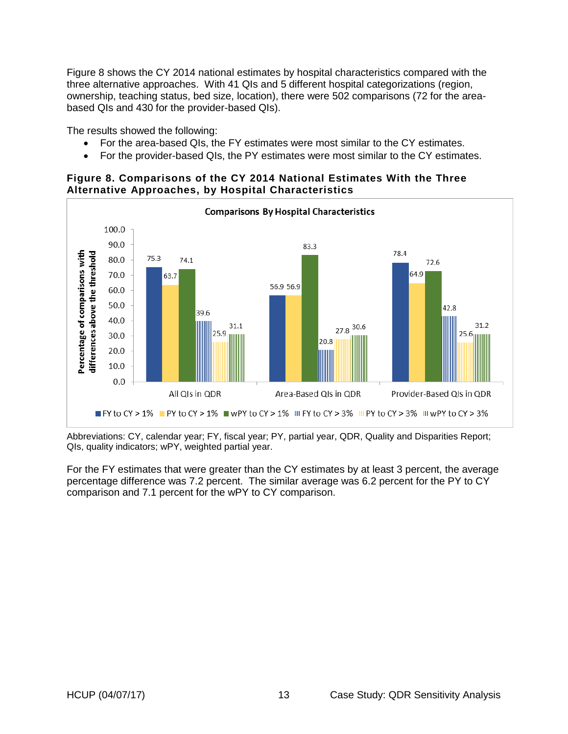Figure 8 shows the CY 2014 national estimates by hospital characteristics compared with the three alternative approaches. With 41 QIs and 5 different hospital categorizations (region, ownership, teaching status, bed size, location), there were 502 comparisons (72 for the area-based QIs and 430 for the provider-based QIs).

The results showed the following:

- For the area-based QIs, the FY estimates were most similar to the CY estimates.
- For the provider-based QIs, the PY estimates were most similar to the CY estimates.

**Figure 8. Comparisons of the CY 2014 National Estimates With the Three Alternative Approaches, by Hospital Characteristics**

Comparisons By Hospital Characteristics

Percentage of comparisons with differences above the threshold

| | FY to CY > 1% | PY to CY > 1% | wPY to CY > 1% | FY to CY > 3% | PY to CY > 3% | wPY to CY > 3% |
|---|---|---|---|---|---|---|
| All QIs in QDR | 75.3 | 63.7 | 74.1 | 39.6 | 25.9 | 31.1 |
| Area-Based QIs in QDR | 56.9 | 56.9 | 83.3 | 20.8 | 27.8 | 30.6 |
| Provider-Based QIs in QDR | 78.4 | 64.9 | 72.6 | 42.8 | 25.6 | 31.2 |

Abbreviations: CY, calendar year; FY, fiscal year; PY, partial year, QDR, Quality and Disparities Report; QIs, quality indicators; wPY, weighted partial year.

For the FY estimates that were greater than the CY estimates by at least 3 percent, the average percentage difference was 7.2 percent. The similar average was 6.2 percent for the PY to CY comparison and 7.1 percent for the wPY to CY comparison.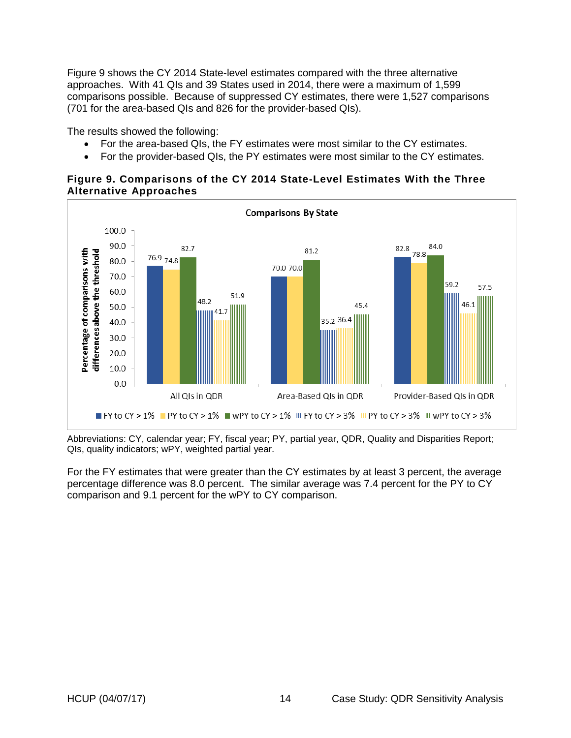Figure 9 shows the CY 2014 State-level estimates compared with the three alternative approaches. With 41 QIs and 39 States used in 2014, there were a maximum of 1,599 comparisons possible. Because of suppressed CY estimates, there were 1,527 comparisons (701 for the area-based QIs and 826 for the provider-based QIs).

The results showed the following:

- For the area-based QIs, the FY estimates were most similar to the CY estimates.
- For the provider-based QIs, the PY estimates were most similar to the CY estimates.

**Figure 9. Comparisons of the CY 2014 State-Level Estimates With the Three Alternative Approaches**

Comparisons By State

Percentage of comparisons with differences above the threshold

| | FY to CY > 1% | PY to CY > 1% | wPY to CY > 1% | FY to CY > 3% | PY to CY > 3% | wPY to CY > 3% |
|---|---|---|---|---|---|---|
| All QIs in QDR | 76.9 | 74.8 | 82.7 | 48.2 | 41.7 | 51.9 |
| Area-Based QIs in QDR | 70.0 | 70.0 | 81.2 | 35.2 | 36.4 | 45.4 |
| Provider-Based QIs in QDR | 82.8 | 78.8 | 84.0 | 59.2 | 46.1 | 57.5 |

Abbreviations: CY, calendar year; FY, fiscal year; PY, partial year, QDR, Quality and Disparities Report; QIs, quality indicators; wPY, weighted partial year.

For the FY estimates that were greater than the CY estimates by at least 3 percent, the average percentage difference was 8.0 percent. The similar average was 7.4 percent for the PY to CY comparison and 9.1 percent for the wPY to CY comparison.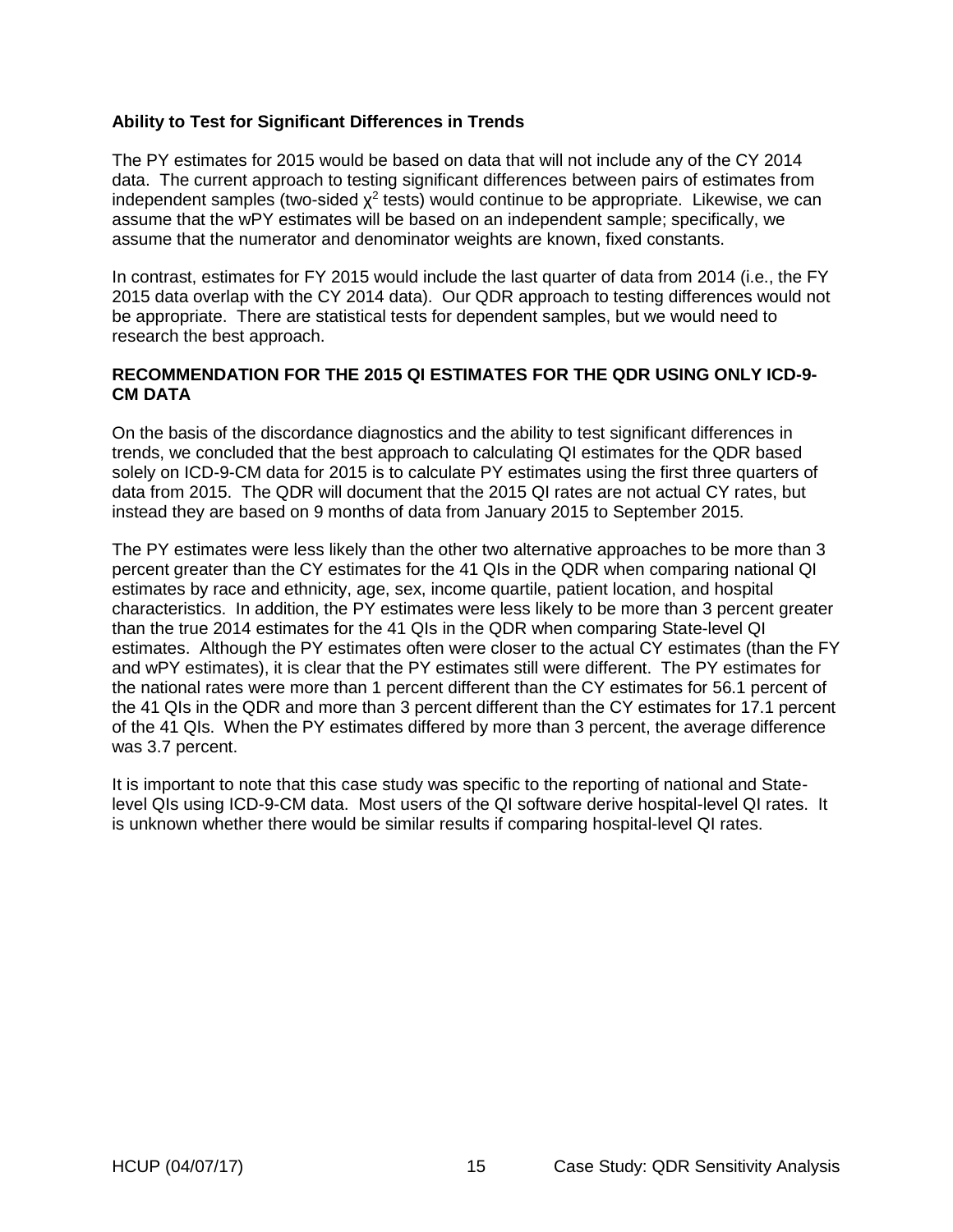### Ability to Test for Significant Differences in Trends

The PY estimates for 2015 would be based on data that will not include any of the CY 2014 data. The current approach to testing significant differences between pairs of estimates from independent samples (two-sided $\chi^2$ tests) would continue to be appropriate. Likewise, we can assume that the wPY estimates will be based on an independent sample; specifically, we assume that the numerator and denominator weights are known, fixed constants.

In contrast, estimates for FY 2015 would include the last quarter of data from 2014 (i.e., the FY 2015 data overlap with the CY 2014 data). Our QDR approach to testing differences would not be appropriate. There are statistical tests for dependent samples, but we would need to research the best approach.

## RECOMMENDATION FOR THE 2015 QI ESTIMATES FOR THE QDR USING ONLY ICD-9-CM DATA

On the basis of the discordance diagnostics and the ability to test significant differences in trends, we concluded that the best approach to calculating QI estimates for the QDR based solely on ICD-9-CM data for 2015 is to calculate PY estimates using the first three quarters of data from 2015. The QDR will document that the 2015 QI rates are not actual CY rates, but instead they are based on 9 months of data from January 2015 to September 2015.

The PY estimates were less likely than the other two alternative approaches to be more than 3 percent greater than the CY estimates for the 41 QIs in the QDR when comparing national QI estimates by race and ethnicity, age, sex, income quartile, patient location, and hospital characteristics. In addition, the PY estimates were less likely to be more than 3 percent greater than the true 2014 estimates for the 41 QIs in the QDR when comparing State-level QI estimates. Although the PY estimates often were closer to the actual CY estimates (than the FY and wPY estimates), it is clear that the PY estimates still were different. The PY estimates for the national rates were more than 1 percent different than the CY estimates for 56.1 percent of the 41 QIs in the QDR and more than 3 percent different than the CY estimates for 17.1 percent of the 41 QIs. When the PY estimates differed by more than 3 percent, the average difference was 3.7 percent.

It is important to note that this case study was specific to the reporting of national and State-level QIs using ICD-9-CM data. Most users of the QI software derive hospital-level QI rates. It is unknown whether there would be similar results if comparing hospital-level QI rates.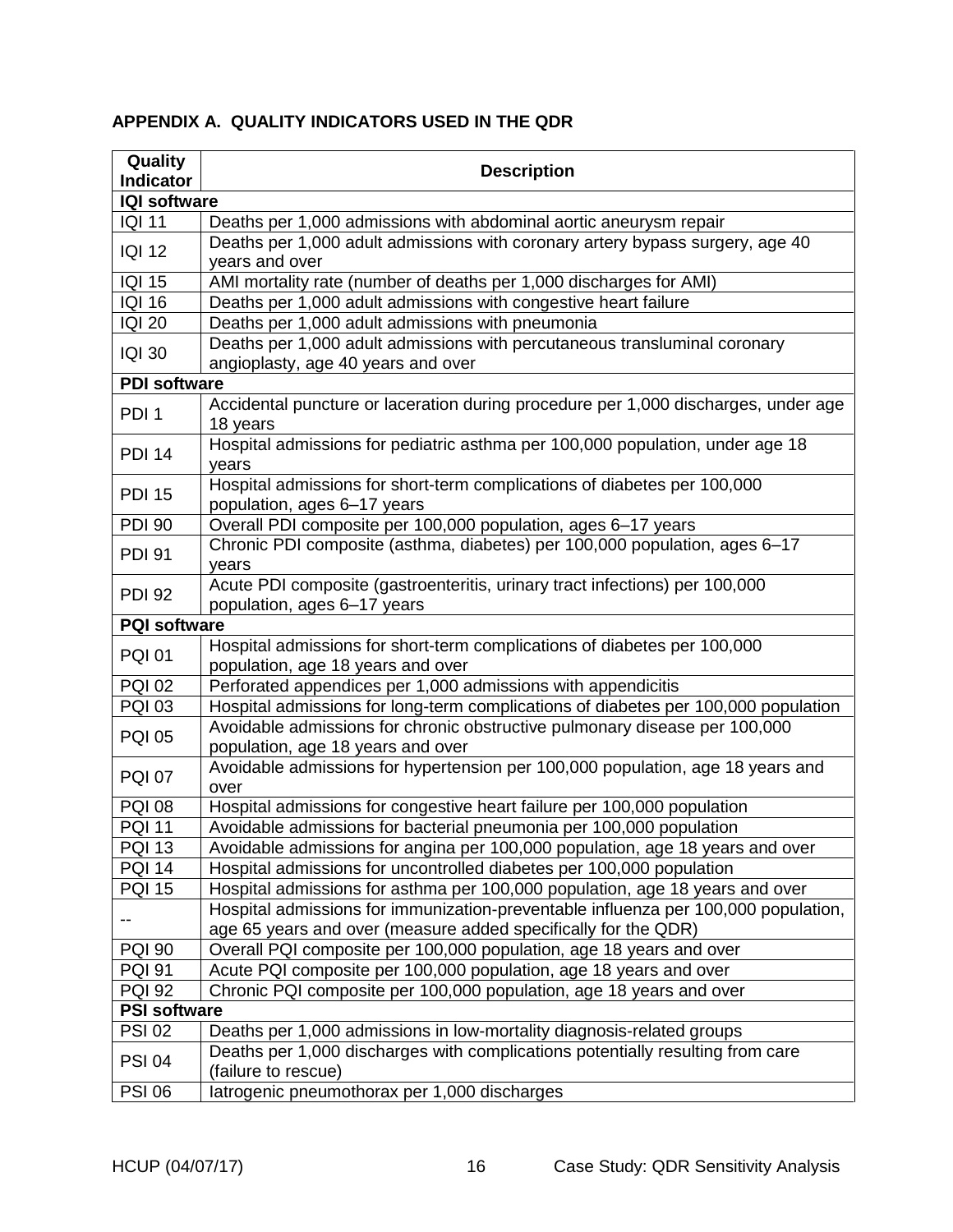## APPENDIX A. QUALITY INDICATORS USED IN THE QDR

| Quality Indicator | Description |
|---|---|
| **IQI software** | |
| IQI 11 | Deaths per 1,000 admissions with abdominal aortic aneurysm repair |
| IQI 12 | Deaths per 1,000 adult admissions with coronary artery bypass surgery, age 40 years and over |
| IQI 15 | AMI mortality rate (number of deaths per 1,000 discharges for AMI) |
| IQI 16 | Deaths per 1,000 adult admissions with congestive heart failure |
| IQI 20 | Deaths per 1,000 adult admissions with pneumonia |
| IQI 30 | Deaths per 1,000 adult admissions with percutaneous transluminal coronary angioplasty, age 40 years and over |
| **PDI software** | |
| PDI 1 | Accidental puncture or laceration during procedure per 1,000 discharges, under age 18 years |
| PDI 14 | Hospital admissions for pediatric asthma per 100,000 population, under age 18 years |
| PDI 15 | Hospital admissions for short-term complications of diabetes per 100,000 population, ages 6–17 years |
| PDI 90 | Overall PDI composite per 100,000 population, ages 6–17 years |
| PDI 91 | Chronic PDI composite (asthma, diabetes) per 100,000 population, ages 6–17 years |
| PDI 92 | Acute PDI composite (gastroenteritis, urinary tract infections) per 100,000 population, ages 6–17 years |
| **PQI software** | |
| PQI 01 | Hospital admissions for short-term complications of diabetes per 100,000 population, age 18 years and over |
| PQI 02 | Perforated appendices per 1,000 admissions with appendicitis |
| PQI 03 | Hospital admissions for long-term complications of diabetes per 100,000 population |
| PQI 05 | Avoidable admissions for chronic obstructive pulmonary disease per 100,000 population, age 18 years and over |
| PQI 07 | Avoidable admissions for hypertension per 100,000 population, age 18 years and over |
| PQI 08 | Hospital admissions for congestive heart failure per 100,000 population |
| PQI 11 | Avoidable admissions for bacterial pneumonia per 100,000 population |
| PQI 13 | Avoidable admissions for angina per 100,000 population, age 18 years and over |
| PQI 14 | Hospital admissions for uncontrolled diabetes per 100,000 population |
| PQI 15 | Hospital admissions for asthma per 100,000 population, age 18 years and over |
| -- | Hospital admissions for immunization-preventable influenza per 100,000 population, age 65 years and over (measure added specifically for the QDR) |
| PQI 90 | Overall PQI composite per 100,000 population, age 18 years and over |
| PQI 91 | Acute PQI composite per 100,000 population, age 18 years and over |
| PQI 92 | Chronic PQI composite per 100,000 population, age 18 years and over |
| **PSI software** | |
| PSI 02 | Deaths per 1,000 admissions in low-mortality diagnosis-related groups |
| PSI 04 | Deaths per 1,000 discharges with complications potentially resulting from care (failure to rescue) |
| PSI 06 | Iatrogenic pneumothorax per 1,000 discharges |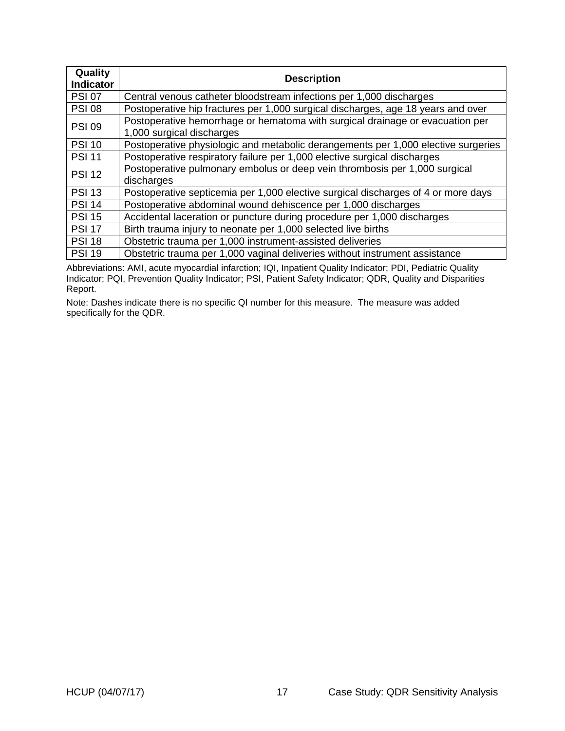| Quality Indicator | Description |
|---|---|
| PSI 07 | Central venous catheter bloodstream infections per 1,000 discharges |
| PSI 08 | Postoperative hip fractures per 1,000 surgical discharges, age 18 years and over |
| PSI 09 | Postoperative hemorrhage or hematoma with surgical drainage or evacuation per 1,000 surgical discharges |
| PSI 10 | Postoperative physiologic and metabolic derangements per 1,000 elective surgeries |
| PSI 11 | Postoperative respiratory failure per 1,000 elective surgical discharges |
| PSI 12 | Postoperative pulmonary embolus or deep vein thrombosis per 1,000 surgical discharges |
| PSI 13 | Postoperative septicemia per 1,000 elective surgical discharges of 4 or more days |
| PSI 14 | Postoperative abdominal wound dehiscence per 1,000 discharges |
| PSI 15 | Accidental laceration or puncture during procedure per 1,000 discharges |
| PSI 17 | Birth trauma injury to neonate per 1,000 selected live births |
| PSI 18 | Obstetric trauma per 1,000 instrument-assisted deliveries |
| PSI 19 | Obstetric trauma per 1,000 vaginal deliveries without instrument assistance |

Abbreviations: AMI, acute myocardial infarction; IQI, Inpatient Quality Indicator; PDI, Pediatric Quality Indicator; PQI, Prevention Quality Indicator; PSI, Patient Safety Indicator; QDR, Quality and Disparities Report.

Note: Dashes indicate there is no specific QI number for this measure. The measure was added specifically for the QDR.